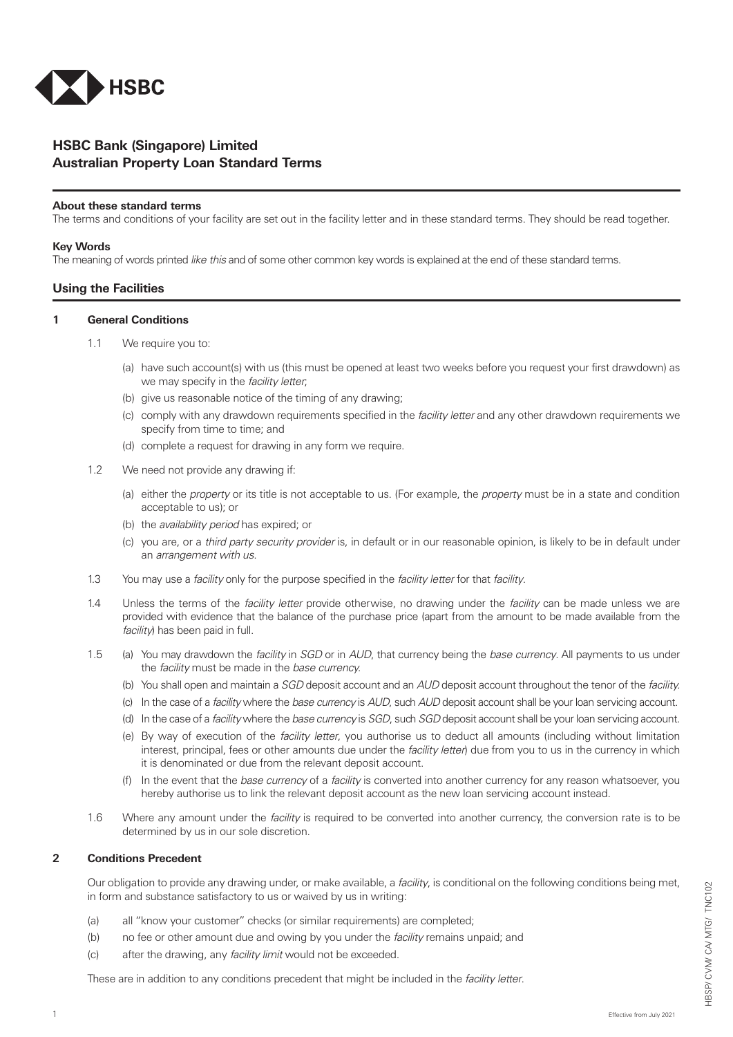# HSBC Bank (Singapore) Limited
# Australian Property Loan Standard Terms

**About these standard terms**

The terms and conditions of your facility are set out in the facility letter and in these standard terms. They should be read together.

**Key Words**

The meaning of words printed *like this* and of some other common key words is explained at the end of these standard terms.

## Using the Facilities

### 1 General Conditions

1.1 We require you to:

(a) have such account(s) with us (this must be opened at least two weeks before you request your first drawdown) as we may specify in the *facility letter*;

(b) give us reasonable notice of the timing of any drawing;

(c) comply with any drawdown requirements specified in the *facility letter* and any other drawdown requirements we specify from time to time; and

(d) complete a request for drawing in any form we require.

1.2 We need not provide any drawing if:

(a) either the *property* or its title is not acceptable to us. (For example, the *property* must be in a state and condition acceptable to us); or

(b) the *availability period* has expired; or

(c) you are, or a *third party security provider* is, in default or in our reasonable opinion, is likely to be in default under an *arrangement with us*.

1.3 You may use a *facility* only for the purpose specified in the *facility letter* for that *facility*.

1.4 Unless the terms of the *facility letter* provide otherwise, no drawing under the *facility* can be made unless we are provided with evidence that the balance of the purchase price (apart from the amount to be made available from the *facility*) has been paid in full.

1.5 (a) You may drawdown the *facility* in *SGD* or in *AUD*, that currency being the *base currency*. All payments to us under the *facility* must be made in the *base currency*.

(b) You shall open and maintain a *SGD* deposit account and an *AUD* deposit account throughout the tenor of the *facility*.

(c) In the case of a *facility* where the *base currency* is *AUD*, such *AUD* deposit account shall be your loan servicing account.

(d) In the case of a *facility* where the *base currency* is *SGD*, such *SGD* deposit account shall be your loan servicing account.

(e) By way of execution of the *facility letter*, you authorise us to deduct all amounts (including without limitation interest, principal, fees or other amounts due under the *facility letter*) due from you to us in the currency in which it is denominated or due from the relevant deposit account.

(f) In the event that the *base currency* of a *facility* is converted into another currency for any reason whatsoever, you hereby authorise us to link the relevant deposit account as the new loan servicing account instead.

1.6 Where any amount under the *facility* is required to be converted into another currency, the conversion rate is to be determined by us in our sole discretion.

### 2 Conditions Precedent

Our obligation to provide any drawing under, or make available, a *facility*, is conditional on the following conditions being met, in form and substance satisfactory to us or waived by us in writing:

(a) all "know your customer" checks (or similar requirements) are completed;

(b) no fee or other amount due and owing by you under the *facility* remains unpaid; and

(c) after the drawing, any *facility limit* would not be exceeded.

These are in addition to any conditions precedent that might be included in the *facility letter*.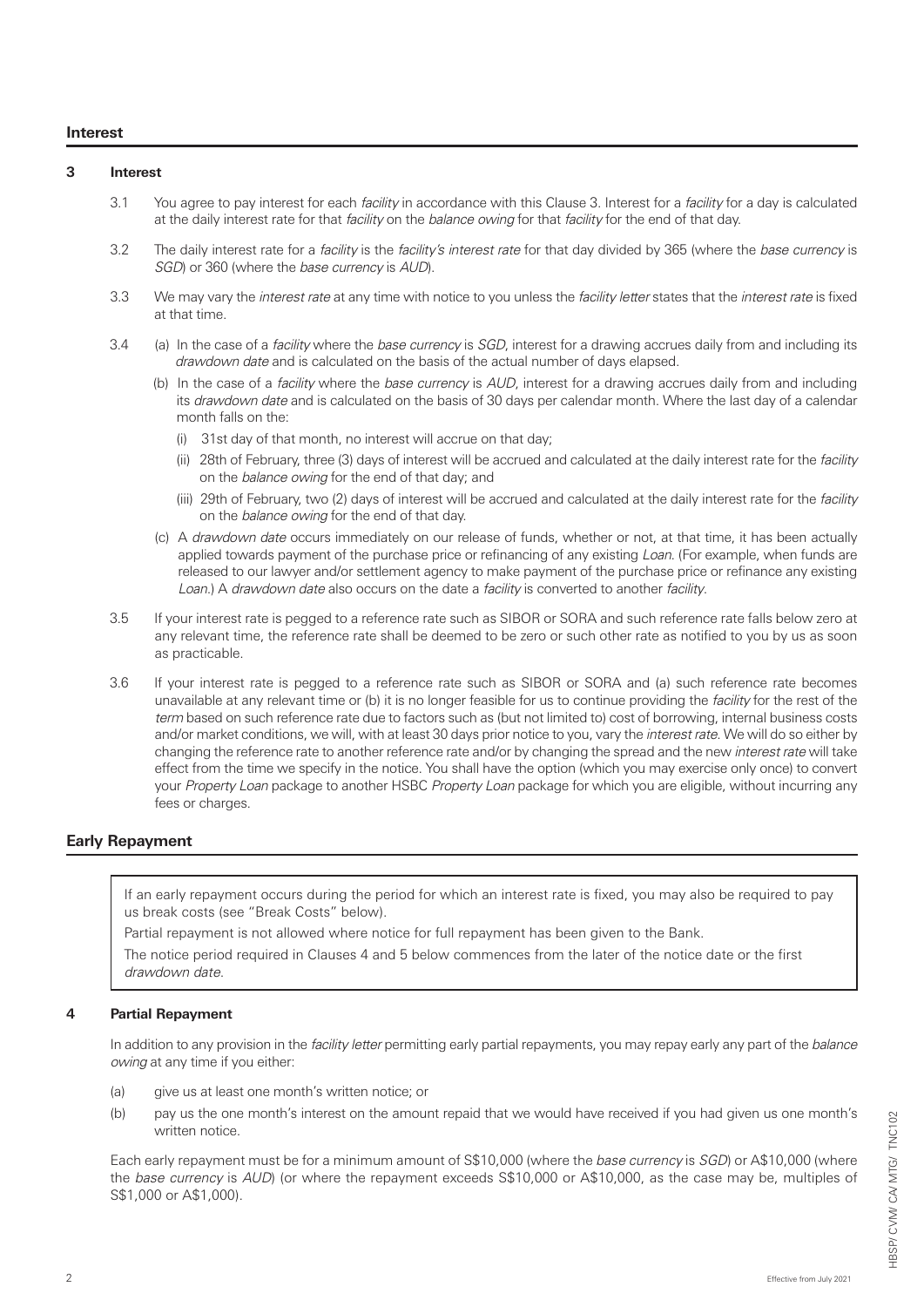## Interest

### 3 Interest

3.1 You agree to pay interest for each *facility* in accordance with this Clause 3. Interest for a *facility* for a day is calculated at the daily interest rate for that *facility* on the *balance owing* for that *facility* for the end of that day.

3.2 The daily interest rate for a *facility* is the *facility's interest rate* for that day divided by 365 (where the *base currency* is *SGD*) or 360 (where the *base currency* is *AUD*).

3.3 We may vary the *interest rate* at any time with notice to you unless the *facility letter* states that the *interest rate* is fixed at that time.

3.4 (a) In the case of a *facility* where the *base currency* is *SGD*, interest for a drawing accrues daily from and including its *drawdown date* and is calculated on the basis of the actual number of days elapsed.

(b) In the case of a *facility* where the *base currency* is *AUD*, interest for a drawing accrues daily from and including its *drawdown date* and is calculated on the basis of 30 days per calendar month. Where the last day of a calendar month falls on the:

(i) 31st day of that month, no interest will accrue on that day;

(ii) 28th of February, three (3) days of interest will be accrued and calculated at the daily interest rate for the *facility* on the *balance owing* for the end of that day; and

(iii) 29th of February, two (2) days of interest will be accrued and calculated at the daily interest rate for the *facility* on the *balance owing* for the end of that day.

(c) A *drawdown date* occurs immediately on our release of funds, whether or not, at that time, it has been actually applied towards payment of the purchase price or refinancing of any existing *Loan*. (For example, when funds are released to our lawyer and/or settlement agency to make payment of the purchase price or refinance any existing *Loan*.) A *drawdown date* also occurs on the date a *facility* is converted to another *facility*.

3.5 If your interest rate is pegged to a reference rate such as SIBOR or SORA and such reference rate falls below zero at any relevant time, the reference rate shall be deemed to be zero or such other rate as notified to you by us as soon as practicable.

3.6 If your interest rate is pegged to a reference rate such as SIBOR or SORA and (a) such reference rate becomes unavailable at any relevant time or (b) it is no longer feasible for us to continue providing the *facility* for the rest of the *term* based on such reference rate due to factors such as (but not limited to) cost of borrowing, internal business costs and/or market conditions, we will, with at least 30 days prior notice to you, vary the *interest rate*. We will do so either by changing the reference rate to another reference rate and/or by changing the spread and the new *interest rate* will take effect from the time we specify in the notice. You shall have the option (which you may exercise only once) to convert your *Property Loan* package to another HSBC *Property Loan* package for which you are eligible, without incurring any fees or charges.

## Early Repayment

If an early repayment occurs during the period for which an interest rate is fixed, you may also be required to pay us break costs (see "Break Costs" below).

Partial repayment is not allowed where notice for full repayment has been given to the Bank.

The notice period required in Clauses 4 and 5 below commences from the later of the notice date or the first *drawdown date*.

### 4 Partial Repayment

In addition to any provision in the *facility letter* permitting early partial repayments, you may repay early any part of the *balance owing* at any time if you either:

(a) give us at least one month's written notice; or

(b) pay us the one month's interest on the amount repaid that we would have received if you had given us one month's written notice.

Each early repayment must be for a minimum amount of S$10,000 (where the *base currency* is *SGD*) or A$10,000 (where the *base currency* is *AUD*) (or where the repayment exceeds S$10,000 or A$10,000, as the case may be, multiples of S$1,000 or A$1,000).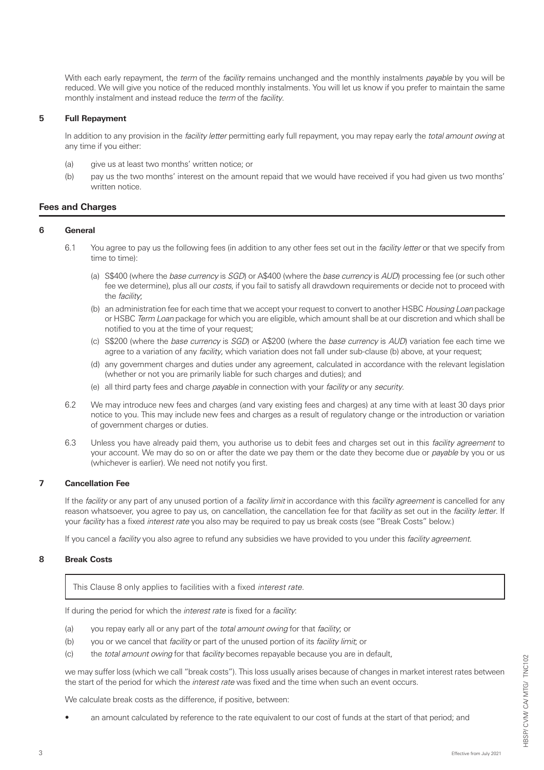With each early repayment, the *term* of the *facility* remains unchanged and the monthly instalments *payable* by you will be reduced. We will give you notice of the reduced monthly instalments. You will let us know if you prefer to maintain the same monthly instalment and instead reduce the *term* of the *facility*.

### 5 Full Repayment

In addition to any provision in the *facility letter* permitting early full repayment, you may repay early the *total amount owing* at any time if you either:

(a) give us at least two months' written notice; or

(b) pay us the two months' interest on the amount repaid that we would have received if you had given us two months' written notice.

## Fees and Charges

### 6 General

6.1 You agree to pay us the following fees (in addition to any other fees set out in the *facility letter* or that we specify from time to time):

(a) S$400 (where the *base currency* is *SGD*) or A$400 (where the *base currency* is *AUD*) processing fee (or such other fee we determine), plus all our *costs*, if you fail to satisfy all drawdown requirements or decide not to proceed with the *facility*;

(b) an administration fee for each time that we accept your request to convert to another HSBC *Housing Loan* package or HSBC *Term Loan* package for which you are eligible, which amount shall be at our discretion and which shall be notified to you at the time of your request;

(c) S$200 (where the *base currency* is *SGD*) or A$200 (where the *base currency* is *AUD*) variation fee each time we agree to a variation of any *facility*, which variation does not fall under sub-clause (b) above, at your request;

(d) any government charges and duties under any agreement, calculated in accordance with the relevant legislation (whether or not you are primarily liable for such charges and duties); and

(e) all third party fees and charge *payable* in connection with your *facility* or any *security*.

6.2 We may introduce new fees and charges (and vary existing fees and charges) at any time with at least 30 days prior notice to you. This may include new fees and charges as a result of regulatory change or the introduction or variation of government charges or duties.

6.3 Unless you have already paid them, you authorise us to debit fees and charges set out in this *facility agreement* to your account. We may do so on or after the date we pay them or the date they become due or *payable* by you or us (whichever is earlier). We need not notify you first.

### 7 Cancellation Fee

If the *facility* or any part of any unused portion of a *facility limit* in accordance with this *facility agreement* is cancelled for any reason whatsoever, you agree to pay us, on cancellation, the cancellation fee for that *facility* as set out in the *facility letter*. If your *facility* has a fixed *interest rate* you also may be required to pay us break costs (see "Break Costs" below.)

If you cancel a *facility* you also agree to refund any subsidies we have provided to you under this *facility agreement*.

### 8 Break Costs

This Clause 8 only applies to facilities with a fixed *interest rate*.

If during the period for which the *interest rate* is fixed for a *facility*:

(a) you repay early all or any part of the *total amount owing* for that *facility*; or

(b) you or we cancel that *facility* or part of the unused portion of its *facility limit*; or

(c) the *total amount owing* for that *facility* becomes repayable because you are in default,

we may suffer loss (which we call "break costs"). This loss usually arises because of changes in market interest rates between the start of the period for which the *interest rate* was fixed and the time when such an event occurs.

We calculate break costs as the difference, if positive, between:

- an amount calculated by reference to the rate equivalent to our cost of funds at the start of that period; and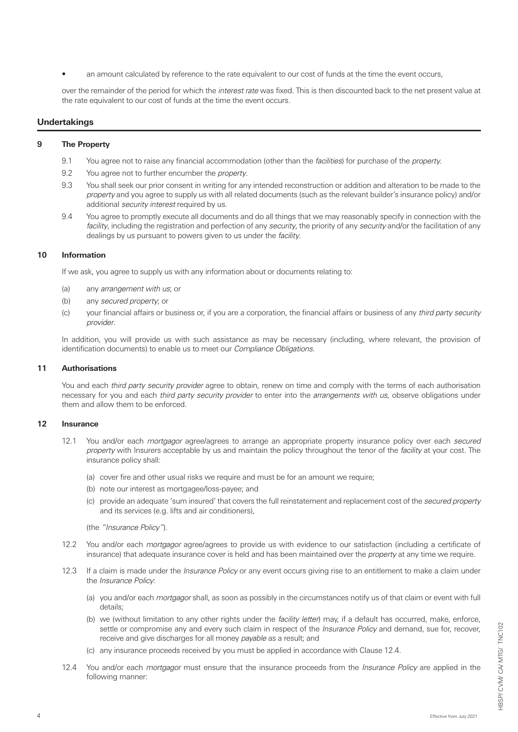- an amount calculated by reference to the rate equivalent to our cost of funds at the time the event occurs,

over the remainder of the period for which the *interest rate* was fixed. This is then discounted back to the net present value at the rate equivalent to our cost of funds at the time the event occurs.

## Undertakings

### 9 The Property

9.1 You agree not to raise any financial accommodation (other than the *facilities*) for purchase of the *property*.

9.2 You agree not to further encumber the *property*.

9.3 You shall seek our prior consent in writing for any intended reconstruction or addition and alteration to be made to the *property* and you agree to supply us with all related documents (such as the relevant builder's insurance policy) and/or additional *security interest* required by us.

9.4 You agree to promptly execute all documents and do all things that we may reasonably specify in connection with the *facility*, including the registration and perfection of any *security*, the priority of any *security* and/or the facilitation of any dealings by us pursuant to powers given to us under the *facility*.

### 10 Information

If we ask, you agree to supply us with any information about or documents relating to:

(a) any *arrangement with us*; or

(b) any *secured property*; or

(c) your financial affairs or business or, if you are a corporation, the financial affairs or business of any *third party security provider*.

In addition, you will provide us with such assistance as may be necessary (including, where relevant, the provision of identification documents) to enable us to meet our *Compliance Obligations*.

### 11 Authorisations

You and each *third party security provider* agree to obtain, renew on time and comply with the terms of each authorisation necessary for you and each *third party security provider* to enter into the *arrangements with us*, observe obligations under them and allow them to be enforced.

### 12 Insurance

12.1 You and/or each *mortgagor* agree/agrees to arrange an appropriate property insurance policy over each *secured property* with Insurers acceptable by us and maintain the policy throughout the tenor of the *facility* at your cost. The insurance policy shall:

(a) cover fire and other usual risks we require and must be for an amount we require;

(b) note our interest as mortgagee/loss-payee; and

(c) provide an adequate 'sum insured' that covers the full reinstatement and replacement cost of the *secured property* and its services (e.g. lifts and air conditioners),

(the *"Insurance Policy"*).

12.2 You and/or each *mortgagor* agree/agrees to provide us with evidence to our satisfaction (including a certificate of insurance) that adequate insurance cover is held and has been maintained over the *property* at any time we require.

12.3 If a claim is made under the *Insurance Policy* or any event occurs giving rise to an entitlement to make a claim under the *Insurance Policy*:

(a) you and/or each *mortgagor* shall, as soon as possibly in the circumstances notify us of that claim or event with full details;

(b) we (without limitation to any other rights under the *facility letter*) may, if a default has occurred, make, enforce, settle or compromise any and every such claim in respect of the *Insurance Policy* and demand, sue for, recover, receive and give discharges for all money *payable* as a result; and

(c) any insurance proceeds received by you must be applied in accordance with Clause 12.4.

12.4 You and/or each *mortgagor* must ensure that the insurance proceeds from the *Insurance Policy* are applied in the following manner: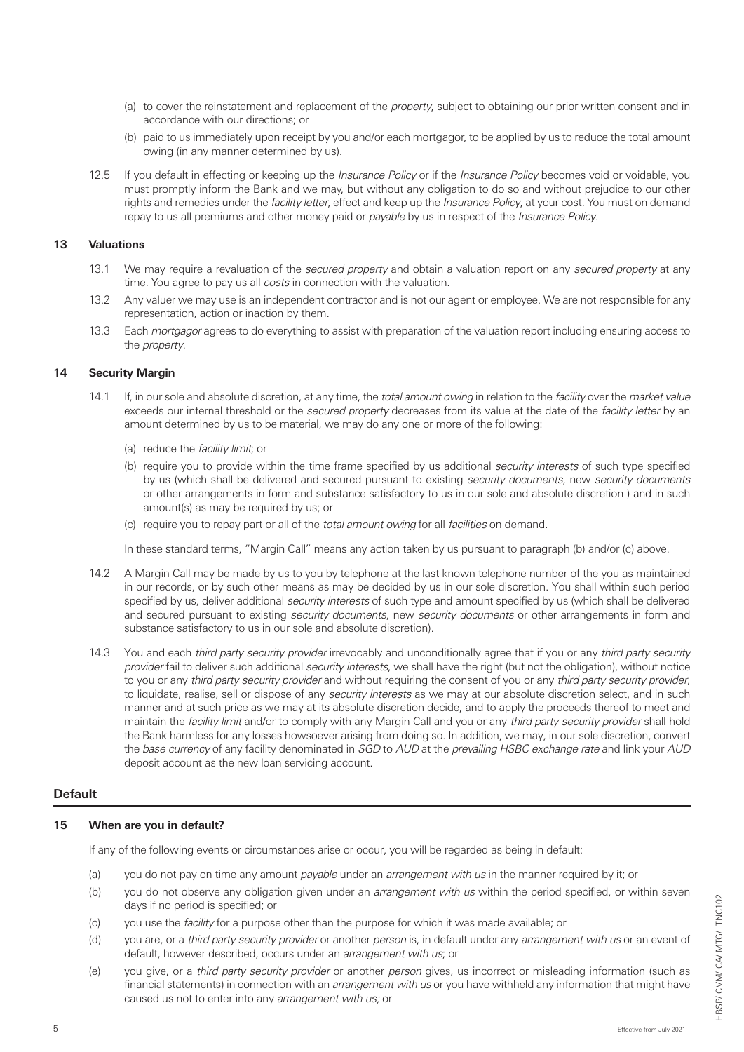(a) to cover the reinstatement and replacement of the *property*, subject to obtaining our prior written consent and in accordance with our directions; or

(b) paid to us immediately upon receipt by you and/or each mortgagor, to be applied by us to reduce the total amount owing (in any manner determined by us).

12.5 If you default in effecting or keeping up the *Insurance Policy* or if the *Insurance Policy* becomes void or voidable, you must promptly inform the Bank and we may, but without any obligation to do so and without prejudice to our other rights and remedies under the *facility letter*, effect and keep up the *Insurance Policy*, at your cost. You must on demand repay to us all premiums and other money paid or *payable* by us in respect of the *Insurance Policy*.

### 13 Valuations

13.1 We may require a revaluation of the *secured property* and obtain a valuation report on any *secured property* at any time. You agree to pay us all *costs* in connection with the valuation.

13.2 Any valuer we may use is an independent contractor and is not our agent or employee. We are not responsible for any representation, action or inaction by them.

13.3 Each *mortgagor* agrees to do everything to assist with preparation of the valuation report including ensuring access to the *property*.

### 14 Security Margin

14.1 If, in our sole and absolute discretion, at any time, the *total amount owing* in relation to the *facility* over the *market value* exceeds our internal threshold or the *secured property* decreases from its value at the date of the *facility letter* by an amount determined by us to be material, we may do any one or more of the following:

(a) reduce the *facility limit*; or

(b) require you to provide within the time frame specified by us additional *security interests* of such type specified by us (which shall be delivered and secured pursuant to existing *security documents*, new *security documents* or other arrangements in form and substance satisfactory to us in our sole and absolute discretion ) and in such amount(s) as may be required by us; or

(c) require you to repay part or all of the *total amount owing* for all *facilities* on demand.

In these standard terms, "Margin Call" means any action taken by us pursuant to paragraph (b) and/or (c) above.

14.2 A Margin Call may be made by us to you by telephone at the last known telephone number of the you as maintained in our records, or by such other means as may be decided by us in our sole discretion. You shall within such period specified by us, deliver additional *security interests* of such type and amount specified by us (which shall be delivered and secured pursuant to existing *security documents*, new *security documents* or other arrangements in form and substance satisfactory to us in our sole and absolute discretion).

14.3 You and each *third party security provider* irrevocably and unconditionally agree that if you or any *third party security provider* fail to deliver such additional *security interests*, we shall have the right (but not the obligation), without notice to you or any *third party security provider* and without requiring the consent of you or any *third party security provider*, to liquidate, realise, sell or dispose of any *security interests* as we may at our absolute discretion select, and in such manner and at such price as we may at its absolute discretion decide, and to apply the proceeds thereof to meet and maintain the *facility limit* and/or to comply with any Margin Call and you or any *third party security provider* shall hold the Bank harmless for any losses howsoever arising from doing so. In addition, we may, in our sole discretion, convert the *base currency* of any facility denominated in *SGD* to *AUD* at the *prevailing HSBC exchange rate* and link your *AUD* deposit account as the new loan servicing account.

## Default

### 15 When are you in default?

If any of the following events or circumstances arise or occur, you will be regarded as being in default:

(a) you do not pay on time any amount *payable* under an *arrangement with us* in the manner required by it; or

(b) you do not observe any obligation given under an *arrangement with us* within the period specified, or within seven days if no period is specified; or

(c) you use the *facility* for a purpose other than the purpose for which it was made available; or

(d) you are, or a *third party security provider* or another *person* is, in default under any *arrangement with us* or an event of default, however described, occurs under an *arrangement with us*; or

(e) you give, or a *third party security provider* or another *person* gives, us incorrect or misleading information (such as financial statements) in connection with an *arrangement with us* or you have withheld any information that might have caused us not to enter into any *arrangement with us;* or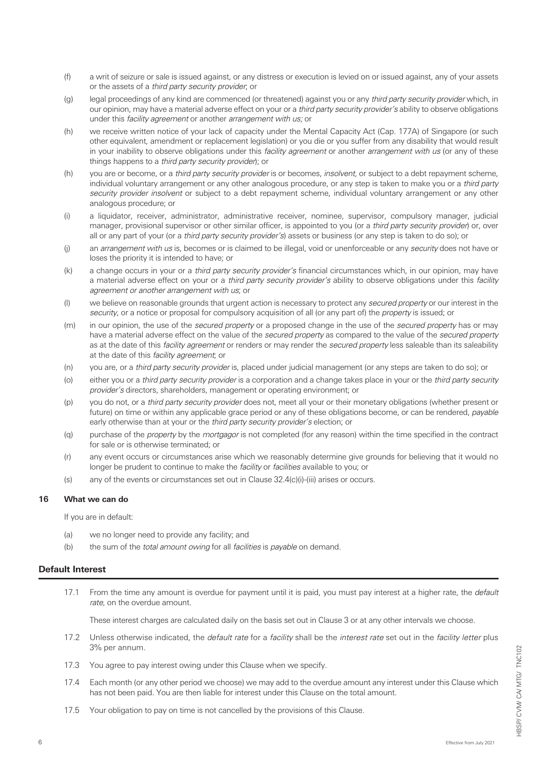(f) a writ of seizure or sale is issued against, or any distress or execution is levied on or issued against, any of your assets or the assets of a *third party security provider*; or

(g) legal proceedings of any kind are commenced (or threatened) against you or any *third party security provider* which, in our opinion, may have a material adverse effect on your or a *third party security provider's* ability to observe obligations under this *facility agreement* or another *arrangement with us;* or

(h) we receive written notice of your lack of capacity under the Mental Capacity Act (Cap. 177A) of Singapore (or such other equivalent, amendment or replacement legislation) or you die or you suffer from any disability that would result in your inability to observe obligations under this *facility agreement* or another *arrangement with us* (or any of these things happens to a *third party security provider*); or

(h) you are or become, or a *third party security provider* is or becomes, *insolvent*, or subject to a debt repayment scheme, individual voluntary arrangement or any other analogous procedure, or any step is taken to make you or a *third party security provider insolvent* or subject to a debt repayment scheme, individual voluntary arrangement or any other analogous procedure; or

(i) a liquidator, receiver, administrator, administrative receiver, nominee, supervisor, compulsory manager, judicial manager, provisional supervisor or other similar officer, is appointed to you (or a *third party security provider*) or, over all or any part of your (or a *third party security provider's*) assets or business (or any step is taken to do so); or

(j) an *arrangement with us* is, becomes or is claimed to be illegal, void or unenforceable or any *security* does not have or loses the priority it is intended to have; or

(k) a change occurs in your or a *third party security provider's* financial circumstances which, in our opinion, may have a material adverse effect on your or a *third party security provider's* ability to observe obligations under this *facility agreement or another arrangement with us*; or

(l) we believe on reasonable grounds that urgent action is necessary to protect any *secured property* or our interest in the *security*, or a notice or proposal for compulsory acquisition of all (or any part of) the *property* is issued; or

(m) in our opinion, the use of the *secured property* or a proposed change in the use of the *secured property* has or may have a material adverse effect on the value of the *secured property* as compared to the value of the *secured property* as at the date of this *facility agreement* or renders or may render the *secured property* less saleable than its saleability at the date of this *facility agreement*; or

(n) you are, or a *third party security provider* is, placed under judicial management (or any steps are taken to do so); or

(o) either you or a *third party security provider* is a corporation and a change takes place in your or the *third party security provider's* directors, shareholders, management or operating environment; or

(p) you do not, or a *third party security provider* does not, meet all your or their monetary obligations (whether present or future) on time or within any applicable grace period or any of these obligations become, or can be rendered, *payable* early otherwise than at your or the *third party security provider's* election; or

(q) purchase of the *property* by the *mortgagor* is not completed (for any reason) within the time specified in the contract for sale or is otherwise terminated; or

(r) any event occurs or circumstances arise which we reasonably determine give grounds for believing that it would no longer be prudent to continue to make the *facility* or *facilities* available to you; or

(s) any of the events or circumstances set out in Clause 32.4(c)(i)-(iii) arises or occurs.

**16 What we can do**

If you are in default:

(a) we no longer need to provide any facility; and

(b) the sum of the *total amount owing* for all *facilities* is *payable* on demand.

## Default Interest

17.1 From the time any amount is overdue for payment until it is paid, you must pay interest at a higher rate, the *default rate*, on the overdue amount.

These interest charges are calculated daily on the basis set out in Clause 3 or at any other intervals we choose.

17.2 Unless otherwise indicated, the *default rate* for a *facility* shall be the *interest rate* set out in the *facility letter* plus 3% per annum.

17.3 You agree to pay interest owing under this Clause when we specify.

17.4 Each month (or any other period we choose) we may add to the overdue amount any interest under this Clause which has not been paid. You are then liable for interest under this Clause on the total amount.

17.5 Your obligation to pay on time is not cancelled by the provisions of this Clause.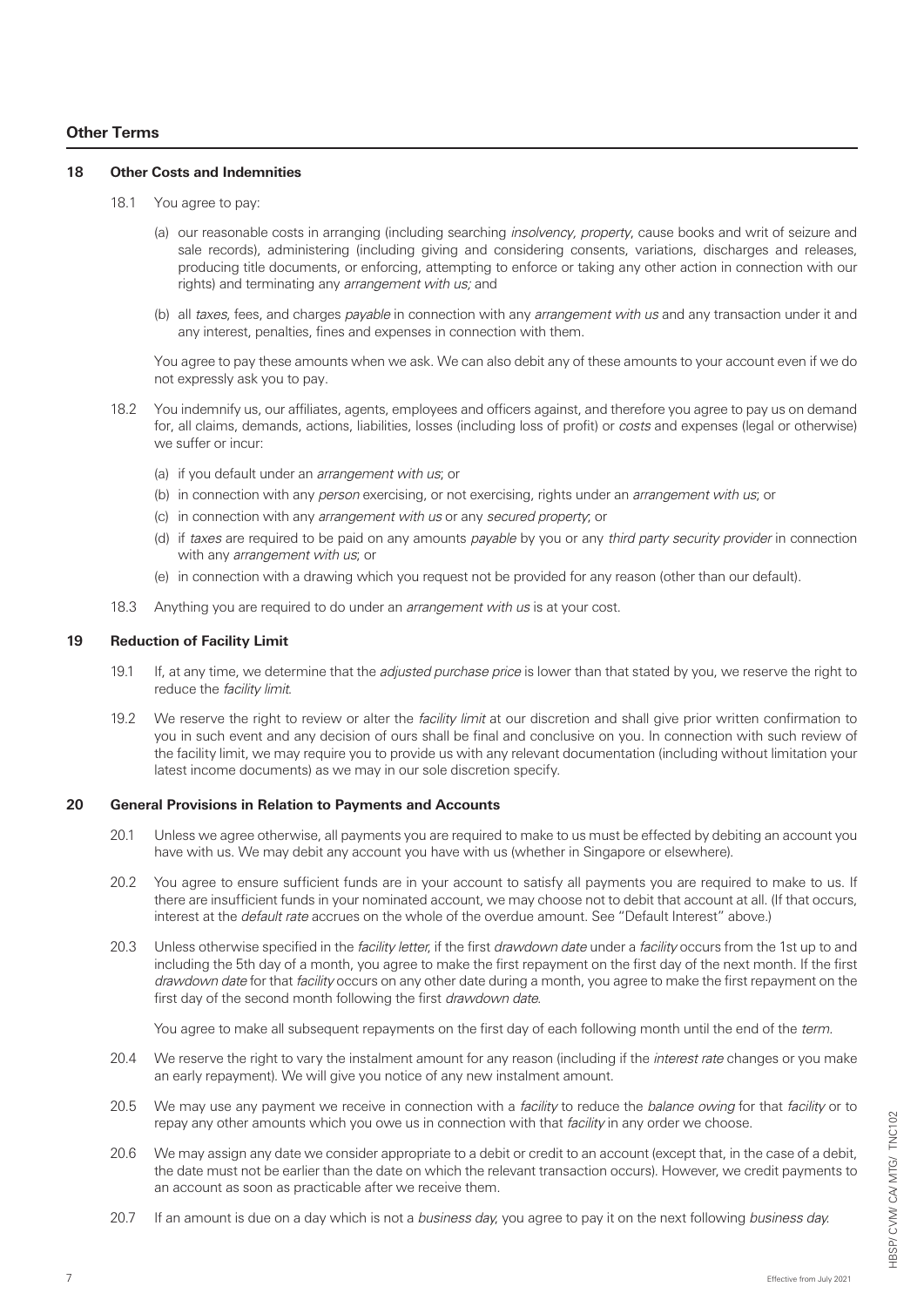## Other Terms

### 18 Other Costs and Indemnities

18.1 You agree to pay:

(a) our reasonable costs in arranging (including searching *insolvency, property*, cause books and writ of seizure and sale records), administering (including giving and considering consents, variations, discharges and releases, producing title documents, or enforcing, attempting to enforce or taking any other action in connection with our rights) and terminating any *arrangement with us;* and

(b) all *taxes*, fees, and charges *payable* in connection with any *arrangement with us* and any transaction under it and any interest, penalties, fines and expenses in connection with them.

You agree to pay these amounts when we ask. We can also debit any of these amounts to your account even if we do not expressly ask you to pay.

18.2 You indemnify us, our affiliates, agents, employees and officers against, and therefore you agree to pay us on demand for, all claims, demands, actions, liabilities, losses (including loss of profit) or *costs* and expenses (legal or otherwise) we suffer or incur:

(a) if you default under an *arrangement with us*; or

(b) in connection with any *person* exercising, or not exercising, rights under an *arrangement with us*; or

(c) in connection with any *arrangement with us* or any *secured property*; or

(d) if *taxes* are required to be paid on any amounts *payable* by you or any *third party security provider* in connection with any *arrangement with us*; or

(e) in connection with a drawing which you request not be provided for any reason (other than our default).

18.3 Anything you are required to do under an *arrangement with us* is at your cost.

### 19 Reduction of Facility Limit

19.1 If, at any time, we determine that the *adjusted purchase price* is lower than that stated by you, we reserve the right to reduce the *facility limit*.

19.2 We reserve the right to review or alter the *facility limit* at our discretion and shall give prior written confirmation to you in such event and any decision of ours shall be final and conclusive on you. In connection with such review of the facility limit, we may require you to provide us with any relevant documentation (including without limitation your latest income documents) as we may in our sole discretion specify.

### 20 General Provisions in Relation to Payments and Accounts

20.1 Unless we agree otherwise, all payments you are required to make to us must be effected by debiting an account you have with us. We may debit any account you have with us (whether in Singapore or elsewhere).

20.2 You agree to ensure sufficient funds are in your account to satisfy all payments you are required to make to us. If there are insufficient funds in your nominated account, we may choose not to debit that account at all. (If that occurs, interest at the *default rate* accrues on the whole of the overdue amount. See "Default Interest" above.)

20.3 Unless otherwise specified in the *facility letter*, if the first *drawdown date* under a *facility* occurs from the 1st up to and including the 5th day of a month, you agree to make the first repayment on the first day of the next month. If the first *drawdown date* for that *facility* occurs on any other date during a month, you agree to make the first repayment on the first day of the second month following the first *drawdown date*.

You agree to make all subsequent repayments on the first day of each following month until the end of the *term.*

20.4 We reserve the right to vary the instalment amount for any reason (including if the *interest rate* changes or you make an early repayment). We will give you notice of any new instalment amount.

20.5 We may use any payment we receive in connection with a *facility* to reduce the *balance owing* for that *facility* or to repay any other amounts which you owe us in connection with that *facility* in any order we choose.

20.6 We may assign any date we consider appropriate to a debit or credit to an account (except that, in the case of a debit, the date must not be earlier than the date on which the relevant transaction occurs). However, we credit payments to an account as soon as practicable after we receive them.

20.7 If an amount is due on a day which is not a *business day*, you agree to pay it on the next following *business day*.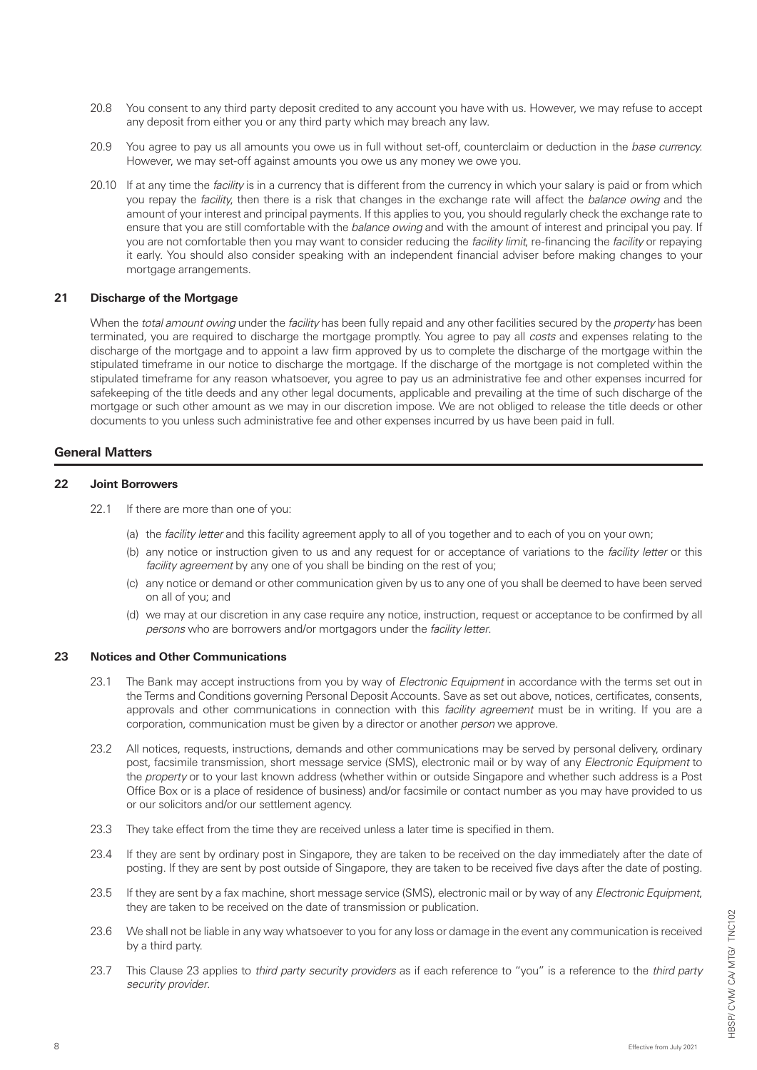20.8 You consent to any third party deposit credited to any account you have with us. However, we may refuse to accept any deposit from either you or any third party which may breach any law.

20.9 You agree to pay us all amounts you owe us in full without set-off, counterclaim or deduction in the *base currency*. However, we may set-off against amounts you owe us any money we owe you.

20.10 If at any time the *facility* is in a currency that is different from the currency in which your salary is paid or from which you repay the *facility*, then there is a risk that changes in the exchange rate will affect the *balance owing* and the amount of your interest and principal payments. If this applies to you, you should regularly check the exchange rate to ensure that you are still comfortable with the *balance owing* and with the amount of interest and principal you pay. If you are not comfortable then you may want to consider reducing the *facility limit*, re-financing the *facility* or repaying it early. You should also consider speaking with an independent financial adviser before making changes to your mortgage arrangements.

### 21 Discharge of the Mortgage

When the *total amount owing* under the *facility* has been fully repaid and any other facilities secured by the *property* has been terminated, you are required to discharge the mortgage promptly. You agree to pay all *costs* and expenses relating to the discharge of the mortgage and to appoint a law firm approved by us to complete the discharge of the mortgage within the stipulated timeframe in our notice to discharge the mortgage. If the discharge of the mortgage is not completed within the stipulated timeframe for any reason whatsoever, you agree to pay us an administrative fee and other expenses incurred for safekeeping of the title deeds and any other legal documents, applicable and prevailing at the time of such discharge of the mortgage or such other amount as we may in our discretion impose. We are not obliged to release the title deeds or other documents to you unless such administrative fee and other expenses incurred by us have been paid in full.

## General Matters

### 22 Joint Borrowers

22.1 If there are more than one of you:

(a) the *facility letter* and this facility agreement apply to all of you together and to each of you on your own;

(b) any notice or instruction given to us and any request for or acceptance of variations to the *facility letter* or this *facility agreement* by any one of you shall be binding on the rest of you;

(c) any notice or demand or other communication given by us to any one of you shall be deemed to have been served on all of you; and

(d) we may at our discretion in any case require any notice, instruction, request or acceptance to be confirmed by all *persons* who are borrowers and/or mortgagors under the *facility letter*.

### 23 Notices and Other Communications

23.1 The Bank may accept instructions from you by way of *Electronic Equipment* in accordance with the terms set out in the Terms and Conditions governing Personal Deposit Accounts. Save as set out above, notices, certificates, consents, approvals and other communications in connection with this *facility agreement* must be in writing. If you are a corporation, communication must be given by a director or another *person* we approve.

23.2 All notices, requests, instructions, demands and other communications may be served by personal delivery, ordinary post, facsimile transmission, short message service (SMS), electronic mail or by way of any *Electronic Equipment* to the *property* or to your last known address (whether within or outside Singapore and whether such address is a Post Office Box or is a place of residence of business) and/or facsimile or contact number as you may have provided to us or our solicitors and/or our settlement agency.

23.3 They take effect from the time they are received unless a later time is specified in them.

23.4 If they are sent by ordinary post in Singapore, they are taken to be received on the day immediately after the date of posting. If they are sent by post outside of Singapore, they are taken to be received five days after the date of posting.

23.5 If they are sent by a fax machine, short message service (SMS), electronic mail or by way of any *Electronic Equipment*, they are taken to be received on the date of transmission or publication.

23.6 We shall not be liable in any way whatsoever to you for any loss or damage in the event any communication is received by a third party.

23.7 This Clause 23 applies to *third party security providers* as if each reference to "you" is a reference to the *third party security provider*.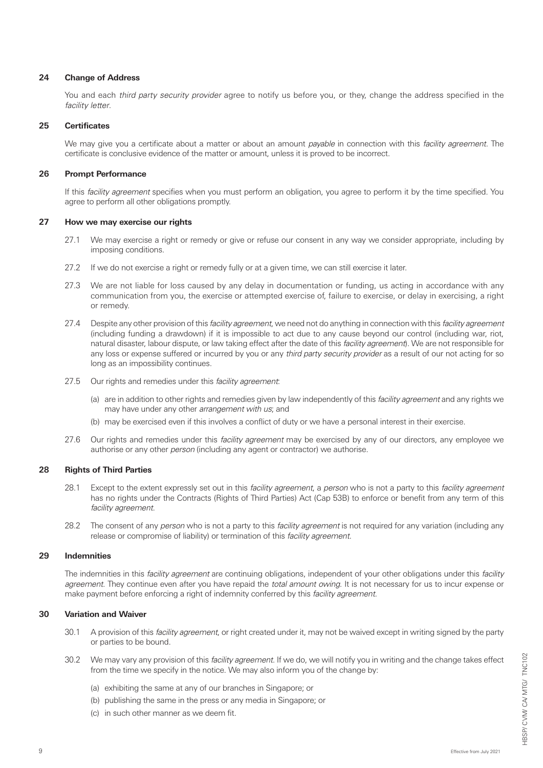## 24 Change of Address

You and each *third party security provider* agree to notify us before you, or they, change the address specified in the *facility letter*.

## 25 Certificates

We may give you a certificate about a matter or about an amount *payable* in connection with this *facility agreement*. The certificate is conclusive evidence of the matter or amount, unless it is proved to be incorrect.

## 26 Prompt Performance

If this *facility agreement* specifies when you must perform an obligation, you agree to perform it by the time specified. You agree to perform all other obligations promptly.

## 27 How we may exercise our rights

27.1 We may exercise a right or remedy or give or refuse our consent in any way we consider appropriate, including by imposing conditions.

27.2 If we do not exercise a right or remedy fully or at a given time, we can still exercise it later.

27.3 We are not liable for loss caused by any delay in documentation or funding, us acting in accordance with any communication from you, the exercise or attempted exercise of, failure to exercise, or delay in exercising, a right or remedy.

27.4 Despite any other provision of this *facility agreement*, we need not do anything in connection with this *facility agreement* (including funding a drawdown) if it is impossible to act due to any cause beyond our control (including war, riot, natural disaster, labour dispute, or law taking effect after the date of this *facility agreement*). We are not responsible for any loss or expense suffered or incurred by you or any *third party security provider* as a result of our not acting for so long as an impossibility continues.

27.5 Our rights and remedies under this *facility agreement*:

(a) are in addition to other rights and remedies given by law independently of this *facility agreement* and any rights we may have under any other *arrangement with us*; and

(b) may be exercised even if this involves a conflict of duty or we have a personal interest in their exercise.

27.6 Our rights and remedies under this *facility agreement* may be exercised by any of our directors, any employee we authorise or any other *person* (including any agent or contractor) we authorise.

## 28 Rights of Third Parties

28.1 Except to the extent expressly set out in this *facility agreement*, a *person* who is not a party to this *facility agreement* has no rights under the Contracts (Rights of Third Parties) Act (Cap 53B) to enforce or benefit from any term of this *facility agreement*.

28.2 The consent of any *person* who is not a party to this *facility agreement* is not required for any variation (including any release or compromise of liability) or termination of this *facility agreement*.

## 29 Indemnities

The indemnities in this *facility agreement* are continuing obligations, independent of your other obligations under this *facility agreement*. They continue even after you have repaid the *total amount owing*. It is not necessary for us to incur expense or make payment before enforcing a right of indemnity conferred by this *facility agreement*.

## 30 Variation and Waiver

30.1 A provision of this *facility agreement*, or right created under it, may not be waived except in writing signed by the party or parties to be bound.

30.2 We may vary any provision of this *facility agreement*. If we do, we will notify you in writing and the change takes effect from the time we specify in the notice. We may also inform you of the change by:

(a) exhibiting the same at any of our branches in Singapore; or

(b) publishing the same in the press or any media in Singapore; or

(c) in such other manner as we deem fit.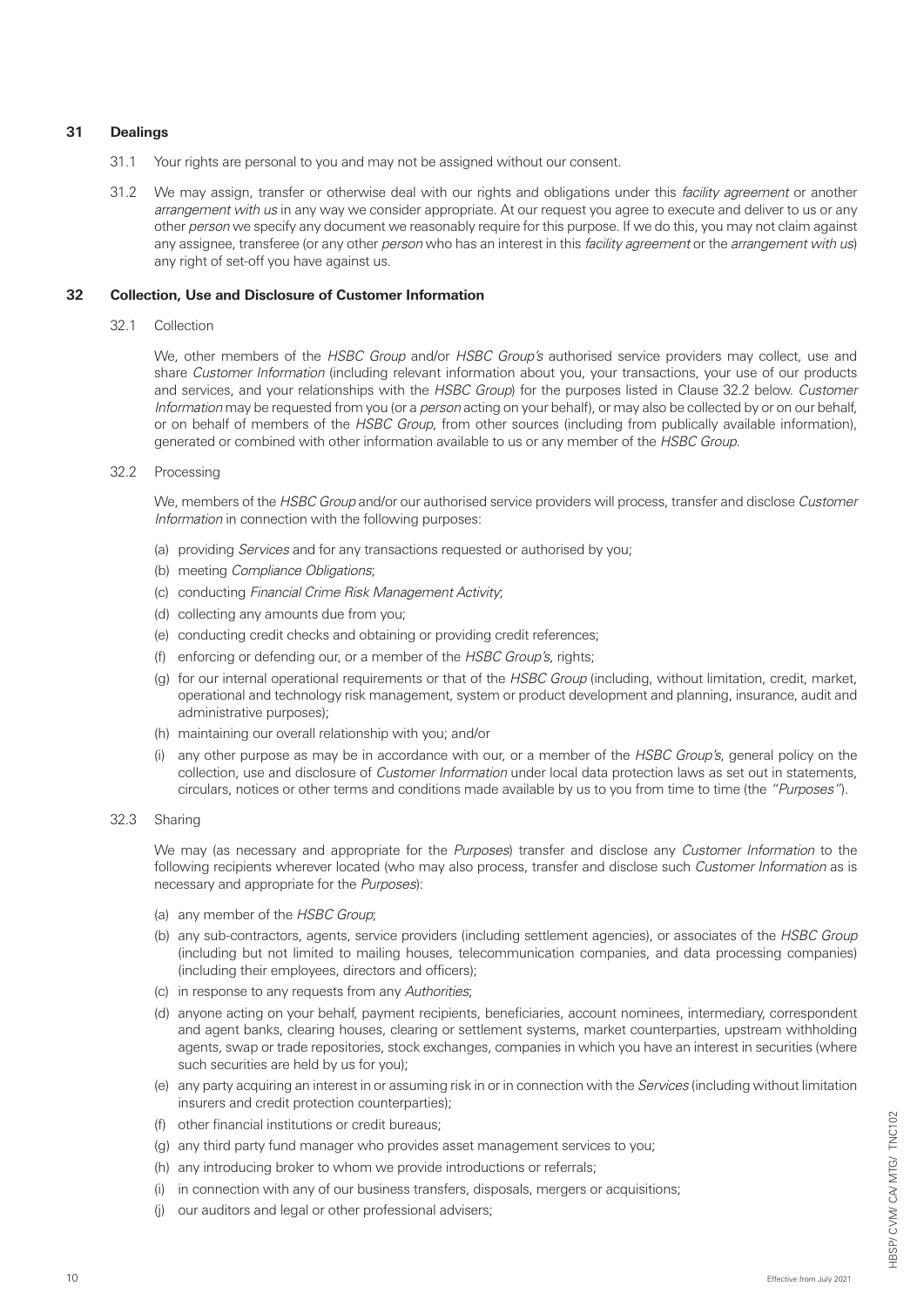## 31 Dealings

31.1 Your rights are personal to you and may not be assigned without our consent.

31.2 We may assign, transfer or otherwise deal with our rights and obligations under this *facility agreement* or another *arrangement with us* in any way we consider appropriate. At our request you agree to execute and deliver to us or any other *person* we specify any document we reasonably require for this purpose. If we do this, you may not claim against any assignee, transferee (or any other *person* who has an interest in this *facility agreement* or the *arrangement with us*) any right of set-off you have against us.

## 32 Collection, Use and Disclosure of Customer Information

32.1 Collection

We, other members of the *HSBC Group* and/or *HSBC Group's* authorised service providers may collect, use and share *Customer Information* (including relevant information about you, your transactions, your use of our products and services, and your relationships with the *HSBC Group*) for the purposes listed in Clause 32.2 below. *Customer Information* may be requested from you (or a *person* acting on your behalf), or may also be collected by or on our behalf, or on behalf of members of the *HSBC Group*, from other sources (including from publically available information), generated or combined with other information available to us or any member of the *HSBC Group*.

32.2 Processing

We, members of the *HSBC Group* and/or our authorised service providers will process, transfer and disclose *Customer Information* in connection with the following purposes:

(a) providing *Services* and for any transactions requested or authorised by you;

(b) meeting *Compliance Obligations*;

(c) conducting *Financial Crime Risk Management Activity*;

(d) collecting any amounts due from you;

(e) conducting credit checks and obtaining or providing credit references;

(f) enforcing or defending our, or a member of the *HSBC Group's*, rights;

(g) for our internal operational requirements or that of the *HSBC Group* (including, without limitation, credit, market, operational and technology risk management, system or product development and planning, insurance, audit and administrative purposes);

(h) maintaining our overall relationship with you; and/or

(i) any other purpose as may be in accordance with our, or a member of the *HSBC Group's*, general policy on the collection, use and disclosure of *Customer Information* under local data protection laws as set out in statements, circulars, notices or other terms and conditions made available by us to you from time to time (the "*Purposes*").

32.3 Sharing

We may (as necessary and appropriate for the *Purposes*) transfer and disclose any *Customer Information* to the following recipients wherever located (who may also process, transfer and disclose such *Customer Information* as is necessary and appropriate for the *Purposes*):

(a) any member of the *HSBC Group*;

(b) any sub-contractors, agents, service providers (including settlement agencies), or associates of the *HSBC Group* (including but not limited to mailing houses, telecommunication companies, and data processing companies) (including their employees, directors and officers);

(c) in response to any requests from any *Authorities*;

(d) anyone acting on your behalf, payment recipients, beneficiaries, account nominees, intermediary, correspondent and agent banks, clearing houses, clearing or settlement systems, market counterparties, upstream withholding agents, swap or trade repositories, stock exchanges, companies in which you have an interest in securities (where such securities are held by us for you);

(e) any party acquiring an interest in or assuming risk in or in connection with the *Services* (including without limitation insurers and credit protection counterparties);

(f) other financial institutions or credit bureaus;

(g) any third party fund manager who provides asset management services to you;

(h) any introducing broker to whom we provide introductions or referrals;

(i) in connection with any of our business transfers, disposals, mergers or acquisitions;

(j) our auditors and legal or other professional advisers;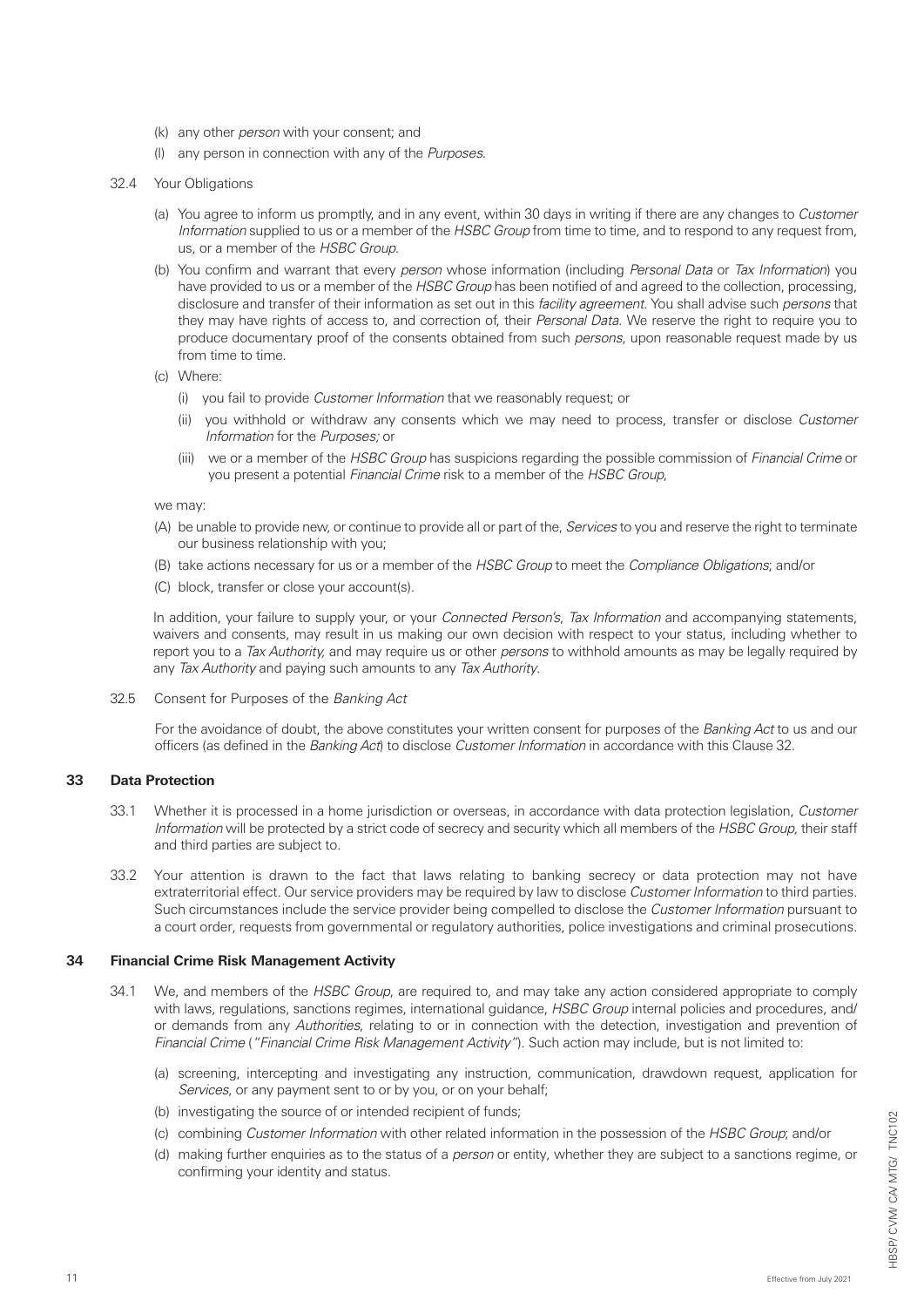(k) any other *person* with your consent; and

(l) any person in connection with any of the *Purposes*.

32.4 Your Obligations

(a) You agree to inform us promptly, and in any event, within 30 days in writing if there are any changes to *Customer Information* supplied to us or a member of the *HSBC Group* from time to time, and to respond to any request from, us, or a member of the *HSBC Group*.

(b) You confirm and warrant that every *person* whose information (including *Personal Data* or *Tax Information*) you have provided to us or a member of the *HSBC Group* has been notified of and agreed to the collection, processing, disclosure and transfer of their information as set out in this *facility agreement*. You shall advise such *persons* that they may have rights of access to, and correction of, their *Personal Data*. We reserve the right to require you to produce documentary proof of the consents obtained from such *persons*, upon reasonable request made by us from time to time.

(c) Where:

(i) you fail to provide *Customer Information* that we reasonably request; or

(ii) you withhold or withdraw any consents which we may need to process, transfer or disclose *Customer Information* for the *Purposes;* or

(iii) we or a member of the *HSBC Group* has suspicions regarding the possible commission of *Financial Crime* or you present a potential *Financial Crime* risk to a member of the *HSBC Group*,

we may:

(A) be unable to provide new, or continue to provide all or part of the, *Services* to you and reserve the right to terminate our business relationship with you;

(B) take actions necessary for us or a member of the *HSBC Group* to meet the *Compliance Obligations*; and/or

(C) block, transfer or close your account(s).

In addition, your failure to supply your, or your *Connected Person's*, *Tax Information* and accompanying statements, waivers and consents, may result in us making our own decision with respect to your status, including whether to report you to a *Tax Authority,* and may require us or other *persons* to withhold amounts as may be legally required by any *Tax Authority* and paying such amounts to any *Tax Authority*.

32.5 Consent for Purposes of the *Banking Act*

For the avoidance of doubt, the above constitutes your written consent for purposes of the *Banking Act* to us and our officers (as defined in the *Banking Act*) to disclose *Customer Information* in accordance with this Clause 32.

## 33 Data Protection

33.1 Whether it is processed in a home jurisdiction or overseas, in accordance with data protection legislation, *Customer Information* will be protected by a strict code of secrecy and security which all members of the *HSBC Group,* their staff and third parties are subject to.

33.2 Your attention is drawn to the fact that laws relating to banking secrecy or data protection may not have extraterritorial effect. Our service providers may be required by law to disclose *Customer Information* to third parties. Such circumstances include the service provider being compelled to disclose the *Customer Information* pursuant to a court order, requests from governmental or regulatory authorities, police investigations and criminal prosecutions.

## 34 Financial Crime Risk Management Activity

34.1 We, and members of the *HSBC Group*, are required to, and may take any action considered appropriate to comply with laws, regulations, sanctions regimes, international guidance, *HSBC Group* internal policies and procedures, and/ or demands from any *Authorities*, relating to or in connection with the detection, investigation and prevention of *Financial Crime* (*"Financial Crime Risk Management Activity"*). Such action may include, but is not limited to:

(a) screening, intercepting and investigating any instruction, communication, drawdown request, application for *Services*, or any payment sent to or by you, or on your behalf;

(b) investigating the source of or intended recipient of funds;

(c) combining *Customer Information* with other related information in the possession of the *HSBC Group*; and/or

(d) making further enquiries as to the status of a *person* or entity, whether they are subject to a sanctions regime, or confirming your identity and status.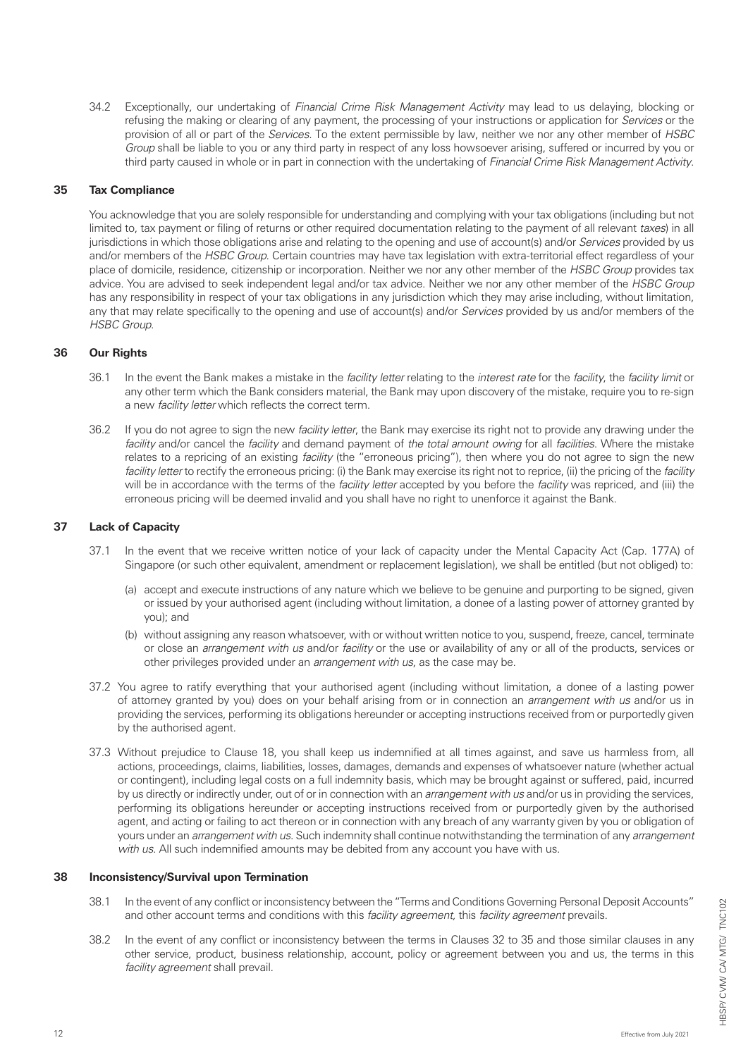34.2 Exceptionally, our undertaking of *Financial Crime Risk Management Activity* may lead to us delaying, blocking or refusing the making or clearing of any payment, the processing of your instructions or application for *Services* or the provision of all or part of the *Services*. To the extent permissible by law, neither we nor any other member of *HSBC Group* shall be liable to you or any third party in respect of any loss howsoever arising, suffered or incurred by you or third party caused in whole or in part in connection with the undertaking of *Financial Crime Risk Management Activity*.

## 35 Tax Compliance

You acknowledge that you are solely responsible for understanding and complying with your tax obligations (including but not limited to, tax payment or filing of returns or other required documentation relating to the payment of all relevant *taxes*) in all jurisdictions in which those obligations arise and relating to the opening and use of account(s) and/or *Services* provided by us and/or members of the *HSBC Group*. Certain countries may have tax legislation with extra-territorial effect regardless of your place of domicile, residence, citizenship or incorporation. Neither we nor any other member of the *HSBC Group* provides tax advice. You are advised to seek independent legal and/or tax advice. Neither we nor any other member of the *HSBC Group* has any responsibility in respect of your tax obligations in any jurisdiction which they may arise including, without limitation, any that may relate specifically to the opening and use of account(s) and/or *Services* provided by us and/or members of the *HSBC Group*.

## 36 Our Rights

36.1 In the event the Bank makes a mistake in the *facility letter* relating to the *interest rate* for the *facility*, the *facility limit* or any other term which the Bank considers material, the Bank may upon discovery of the mistake, require you to re-sign a new *facility letter* which reflects the correct term.

36.2 If you do not agree to sign the new *facility letter*, the Bank may exercise its right not to provide any drawing under the *facility* and/or cancel the *facility* and demand payment of *the total amount owing* for all *facilities*. Where the mistake relates to a repricing of an existing *facility* (the "erroneous pricing"), then where you do not agree to sign the new *facility letter* to rectify the erroneous pricing: (i) the Bank may exercise its right not to reprice, (ii) the pricing of the *facility* will be in accordance with the terms of the *facility letter* accepted by you before the *facility* was repriced, and (iii) the erroneous pricing will be deemed invalid and you shall have no right to unenforce it against the Bank.

## 37 Lack of Capacity

37.1 In the event that we receive written notice of your lack of capacity under the Mental Capacity Act (Cap. 177A) of Singapore (or such other equivalent, amendment or replacement legislation), we shall be entitled (but not obliged) to:

(a) accept and execute instructions of any nature which we believe to be genuine and purporting to be signed, given or issued by your authorised agent (including without limitation, a donee of a lasting power of attorney granted by you); and

(b) without assigning any reason whatsoever, with or without written notice to you, suspend, freeze, cancel, terminate or close an *arrangement with us* and/or *facility* or the use or availability of any or all of the products, services or other privileges provided under an *arrangement with us*, as the case may be.

37.2 You agree to ratify everything that your authorised agent (including without limitation, a donee of a lasting power of attorney granted by you) does on your behalf arising from or in connection an *arrangement with us* and/or us in providing the services, performing its obligations hereunder or accepting instructions received from or purportedly given by the authorised agent.

37.3 Without prejudice to Clause 18, you shall keep us indemnified at all times against, and save us harmless from, all actions, proceedings, claims, liabilities, losses, damages, demands and expenses of whatsoever nature (whether actual or contingent), including legal costs on a full indemnity basis, which may be brought against or suffered, paid, incurred by us directly or indirectly under, out of or in connection with an *arrangement with us* and/or us in providing the services, performing its obligations hereunder or accepting instructions received from or purportedly given by the authorised agent, and acting or failing to act thereon or in connection with any breach of any warranty given by you or obligation of yours under an *arrangement with us*. Such indemnity shall continue notwithstanding the termination of any *arrangement with us*. All such indemnified amounts may be debited from any account you have with us.

## 38 Inconsistency/Survival upon Termination

38.1 In the event of any conflict or inconsistency between the "Terms and Conditions Governing Personal Deposit Accounts" and other account terms and conditions with this *facility agreement*, this *facility agreement* prevails.

38.2 In the event of any conflict or inconsistency between the terms in Clauses 32 to 35 and those similar clauses in any other service, product, business relationship, account, policy or agreement between you and us, the terms in this *facility agreement* shall prevail.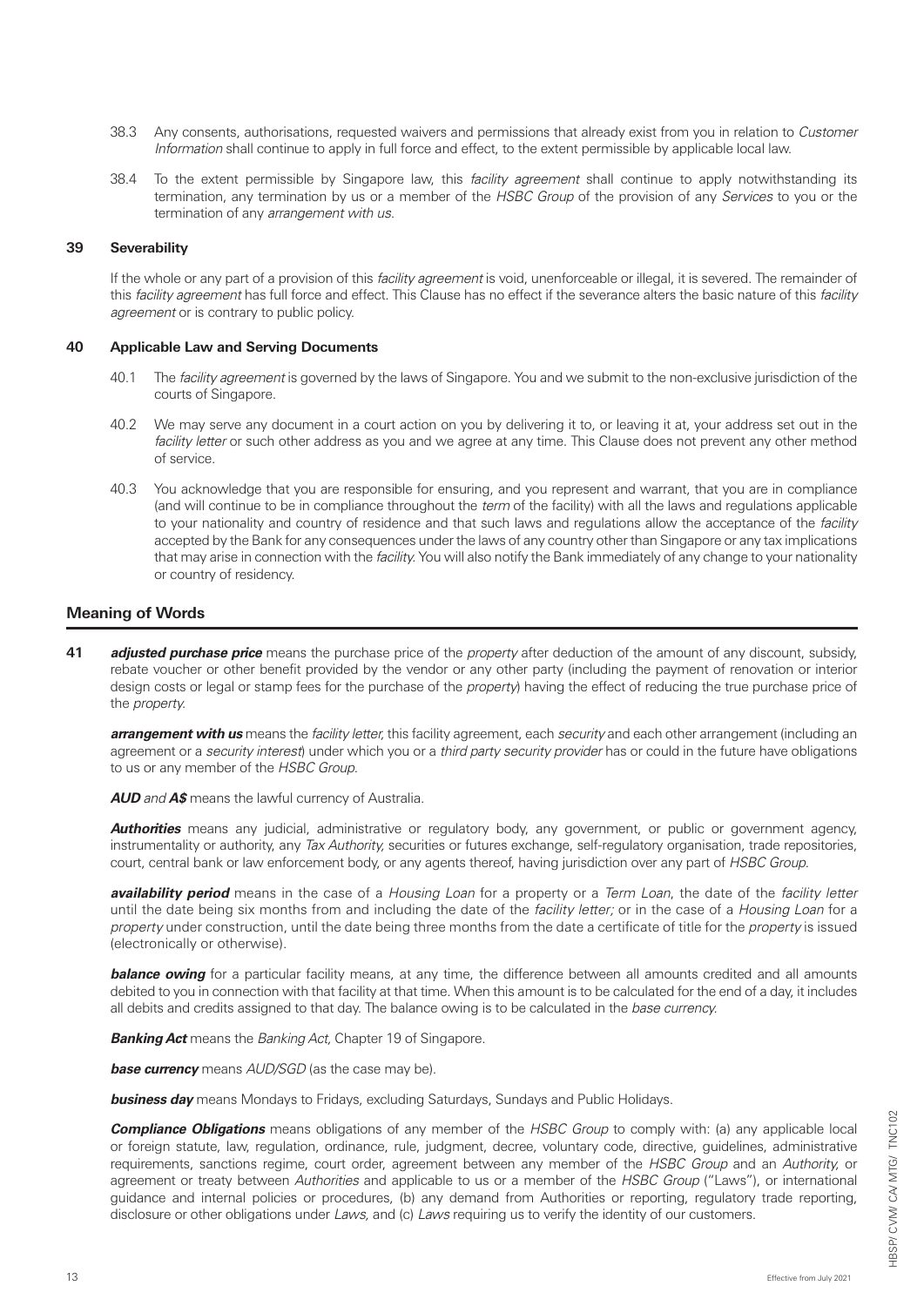38.3 Any consents, authorisations, requested waivers and permissions that already exist from you in relation to *Customer Information* shall continue to apply in full force and effect, to the extent permissible by applicable local law.

38.4 To the extent permissible by Singapore law, this *facility agreement* shall continue to apply notwithstanding its termination, any termination by us or a member of the *HSBC Group* of the provision of any *Services* to you or the termination of any *arrangement with us*.

### 39 Severability

If the whole or any part of a provision of this *facility agreement* is void, unenforceable or illegal, it is severed. The remainder of this *facility agreement* has full force and effect. This Clause has no effect if the severance alters the basic nature of this *facility agreement* or is contrary to public policy.

### 40 Applicable Law and Serving Documents

40.1 The *facility agreement* is governed by the laws of Singapore. You and we submit to the non-exclusive jurisdiction of the courts of Singapore.

40.2 We may serve any document in a court action on you by delivering it to, or leaving it at, your address set out in the *facility letter* or such other address as you and we agree at any time. This Clause does not prevent any other method of service.

40.3 You acknowledge that you are responsible for ensuring, and you represent and warrant, that you are in compliance (and will continue to be in compliance throughout the *term* of the facility) with all the laws and regulations applicable to your nationality and country of residence and that such laws and regulations allow the acceptance of the *facility* accepted by the Bank for any consequences under the laws of any country other than Singapore or any tax implications that may arise in connection with the *facility*. You will also notify the Bank immediately of any change to your nationality or country of residency.

## Meaning of Words

**41** ***adjusted purchase price*** means the purchase price of the *property* after deduction of the amount of any discount, subsidy, rebate voucher or other benefit provided by the vendor or any other party (including the payment of renovation or interior design costs or legal or stamp fees for the purchase of the *property*) having the effect of reducing the true purchase price of the *property*.

***arrangement with us*** means the *facility letter*, this facility agreement, each *security* and each other arrangement (including an agreement or a *security interest*) under which you or a *third party security provider* has or could in the future have obligations to us or any member of the *HSBC Group*.

***AUD*** *and* ***A$*** means the lawful currency of Australia.

***Authorities*** means any judicial, administrative or regulatory body, any government, or public or government agency, instrumentality or authority, any *Tax Authority*, securities or futures exchange, self-regulatory organisation, trade repositories, court, central bank or law enforcement body, or any agents thereof, having jurisdiction over any part of *HSBC Group*.

***availability period*** means in the case of a *Housing Loan* for a property or a *Term Loan*, the date of the *facility letter* until the date being six months from and including the date of the *facility letter;* or in the case of a *Housing Loan* for a *property* under construction, until the date being three months from the date a certificate of title for the *property* is issued (electronically or otherwise).

***balance owing*** for a particular facility means, at any time, the difference between all amounts credited and all amounts debited to you in connection with that facility at that time. When this amount is to be calculated for the end of a day, it includes all debits and credits assigned to that day. The balance owing is to be calculated in the *base currency*.

***Banking Act*** means the *Banking Act*, Chapter 19 of Singapore.

***base currency*** means *AUD/SGD* (as the case may be).

***business day*** means Mondays to Fridays, excluding Saturdays, Sundays and Public Holidays.

***Compliance Obligations*** means obligations of any member of the *HSBC Group* to comply with: (a) any applicable local or foreign statute, law, regulation, ordinance, rule, judgment, decree, voluntary code, directive, guidelines, administrative requirements, sanctions regime, court order, agreement between any member of the *HSBC Group* and an *Authority*, or agreement or treaty between *Authorities* and applicable to us or a member of the *HSBC Group* ("Laws"), or international guidance and internal policies or procedures, (b) any demand from Authorities or reporting, regulatory trade reporting, disclosure or other obligations under *Laws*, and (c) *Laws* requiring us to verify the identity of our customers.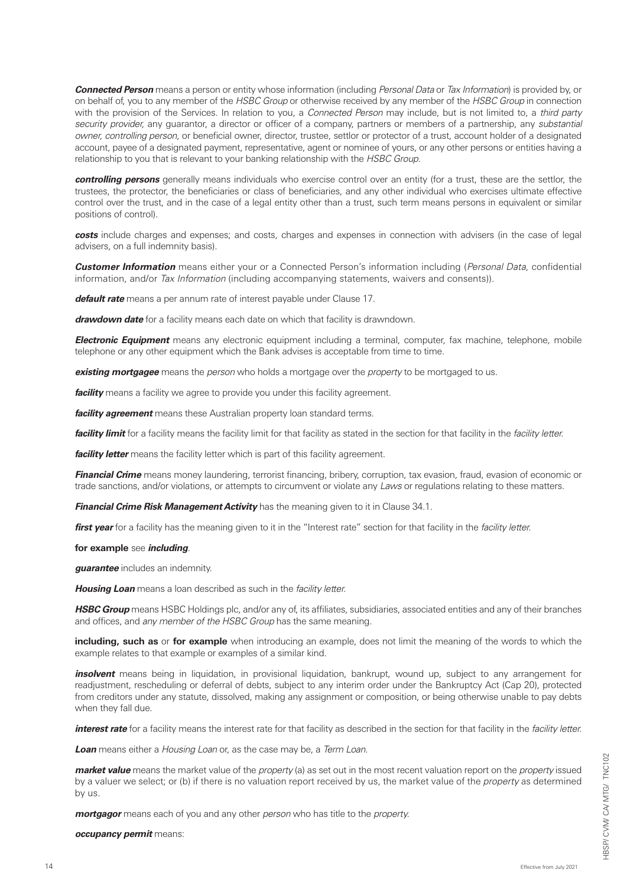***Connected Person*** means a person or entity whose information (including *Personal Data* or *Tax Information*) is provided by, or on behalf of, you to any member of the *HSBC Group* or otherwise received by any member of the *HSBC Group* in connection with the provision of the Services. In relation to you, a *Connected Person* may include, but is not limited to, a *third party security provider,* any guarantor, a director or officer of a company, partners or members of a partnership, any *substantial owner, controlling person,* or beneficial owner, director, trustee, settlor or protector of a trust, account holder of a designated account, payee of a designated payment, representative, agent or nominee of yours, or any other persons or entities having a relationship to you that is relevant to your banking relationship with the *HSBC Group.*

***controlling persons*** generally means individuals who exercise control over an entity (for a trust, these are the settlor, the trustees, the protector, the beneficiaries or class of beneficiaries, and any other individual who exercises ultimate effective control over the trust, and in the case of a legal entity other than a trust, such term means persons in equivalent or similar positions of control).

***costs*** include charges and expenses; and costs, charges and expenses in connection with advisers (in the case of legal advisers, on a full indemnity basis).

***Customer Information*** means either your or a Connected Person's information including (*Personal Data*, confidential information, and/or *Tax Information* (including accompanying statements, waivers and consents)).

***default rate*** means a per annum rate of interest payable under Clause 17.

***drawdown date*** for a facility means each date on which that facility is drawndown.

***Electronic Equipment*** means any electronic equipment including a terminal, computer, fax machine, telephone, mobile telephone or any other equipment which the Bank advises is acceptable from time to time.

***existing mortgagee*** means the *person* who holds a mortgage over the *property* to be mortgaged to us.

***facility*** means a facility we agree to provide you under this facility agreement.

***facility agreement*** means these Australian property loan standard terms.

***facility limit*** for a facility means the facility limit for that facility as stated in the section for that facility in the *facility letter.*

***facility letter*** means the facility letter which is part of this facility agreement.

***Financial Crime*** means money laundering, terrorist financing, bribery, corruption, tax evasion, fraud, evasion of economic or trade sanctions, and/or violations, or attempts to circumvent or violate any *Laws* or regulations relating to these matters.

***Financial Crime Risk Management Activity*** has the meaning given to it in Clause 34.1.

***first year*** for a facility has the meaning given to it in the "Interest rate" section for that facility in the *facility letter.*

**for example** see ***including***.

***guarantee*** includes an indemnity.

***Housing Loan*** means a loan described as such in the *facility letter.*

***HSBC Group*** means HSBC Holdings plc, and/or any of, its affiliates, subsidiaries, associated entities and any of their branches and offices, and *any member of the HSBC Group* has the same meaning.

**including, such as** or **for example** when introducing an example, does not limit the meaning of the words to which the example relates to that example or examples of a similar kind.

***insolvent*** means being in liquidation, in provisional liquidation, bankrupt, wound up, subject to any arrangement for readjustment, rescheduling or deferral of debts, subject to any interim order under the Bankruptcy Act (Cap 20), protected from creditors under any statute, dissolved, making any assignment or composition, or being otherwise unable to pay debts when they fall due.

***interest rate*** for a facility means the interest rate for that facility as described in the section for that facility in the *facility letter.*

***Loan*** means either a *Housing Loan* or, as the case may be, a *Term Loan.*

***market value*** means the market value of the *property* (a) as set out in the most recent valuation report on the *property* issued by a valuer we select; or (b) if there is no valuation report received by us, the market value of the *property* as determined by us.

***mortgagor*** means each of you and any other *person* who has title to the *property.*

***occupancy permit*** means: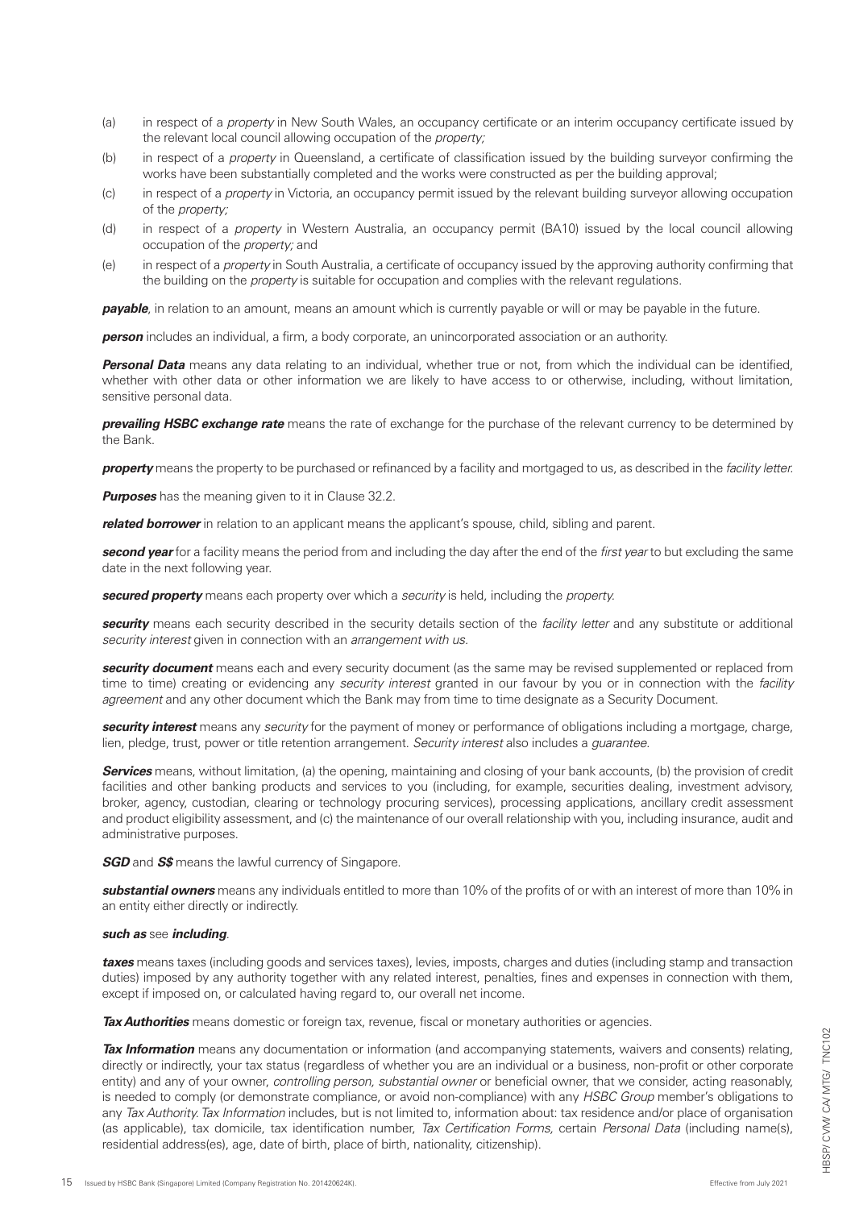(a) in respect of a *property* in New South Wales, an occupancy certificate or an interim occupancy certificate issued by the relevant local council allowing occupation of the *property;*

(b) in respect of a *property* in Queensland, a certificate of classification issued by the building surveyor confirming the works have been substantially completed and the works were constructed as per the building approval;

(c) in respect of a *property* in Victoria, an occupancy permit issued by the relevant building surveyor allowing occupation of the *property;*

(d) in respect of a *property* in Western Australia, an occupancy permit (BA10) issued by the local council allowing occupation of the *property;* and

(e) in respect of a *property* in South Australia, a certificate of occupancy issued by the approving authority confirming that the building on the *property* is suitable for occupation and complies with the relevant regulations.

***payable***, in relation to an amount, means an amount which is currently payable or will or may be payable in the future.

***person*** includes an individual, a firm, a body corporate, an unincorporated association or an authority.

***Personal Data*** means any data relating to an individual, whether true or not, from which the individual can be identified, whether with other data or other information we are likely to have access to or otherwise, including, without limitation, sensitive personal data.

***prevailing HSBC exchange rate*** means the rate of exchange for the purchase of the relevant currency to be determined by the Bank.

***property*** means the property to be purchased or refinanced by a facility and mortgaged to us, as described in the *facility letter.*

***Purposes*** has the meaning given to it in Clause 32.2.

***related borrower*** in relation to an applicant means the applicant's spouse, child, sibling and parent.

***second year*** for a facility means the period from and including the day after the end of the *first year* to but excluding the same date in the next following year.

***secured property*** means each property over which a *security* is held, including the *property.*

***security*** means each security described in the security details section of the *facility letter* and any substitute or additional *security interest* given in connection with an *arrangement with us.*

***security document*** means each and every security document (as the same may be revised supplemented or replaced from time to time) creating or evidencing any *security interest* granted in our favour by you or in connection with the *facility agreement* and any other document which the Bank may from time to time designate as a Security Document.

***security interest*** means any *security* for the payment of money or performance of obligations including a mortgage, charge, lien, pledge, trust, power or title retention arrangement. *Security interest* also includes a *guarantee.*

***Services*** means, without limitation, (a) the opening, maintaining and closing of your bank accounts, (b) the provision of credit facilities and other banking products and services to you (including, for example, securities dealing, investment advisory, broker, agency, custodian, clearing or technology procuring services), processing applications, ancillary credit assessment and product eligibility assessment, and (c) the maintenance of our overall relationship with you, including insurance, audit and administrative purposes.

***SGD*** and ***S$*** means the lawful currency of Singapore.

***substantial owners*** means any individuals entitled to more than 10% of the profits of or with an interest of more than 10% in an entity either directly or indirectly.

***such as*** see ***including***.

***taxes*** means taxes (including goods and services taxes), levies, imposts, charges and duties (including stamp and transaction duties) imposed by any authority together with any related interest, penalties, fines and expenses in connection with them, except if imposed on, or calculated having regard to, our overall net income.

***Tax Authorities*** means domestic or foreign tax, revenue, fiscal or monetary authorities or agencies.

***Tax Information*** means any documentation or information (and accompanying statements, waivers and consents) relating, directly or indirectly, your tax status (regardless of whether you are an individual or a business, non-profit or other corporate entity) and any of your owner, *controlling person, substantial owner* or beneficial owner, that we consider, acting reasonably, is needed to comply (or demonstrate compliance, or avoid non-compliance) with any *HSBC Group* member's obligations to any *Tax Authority. Tax Information* includes, but is not limited to, information about: tax residence and/or place of organisation (as applicable), tax domicile, tax identification number, *Tax Certification Forms,* certain *Personal Data* (including name(s), residential address(es), age, date of birth, place of birth, nationality, citizenship).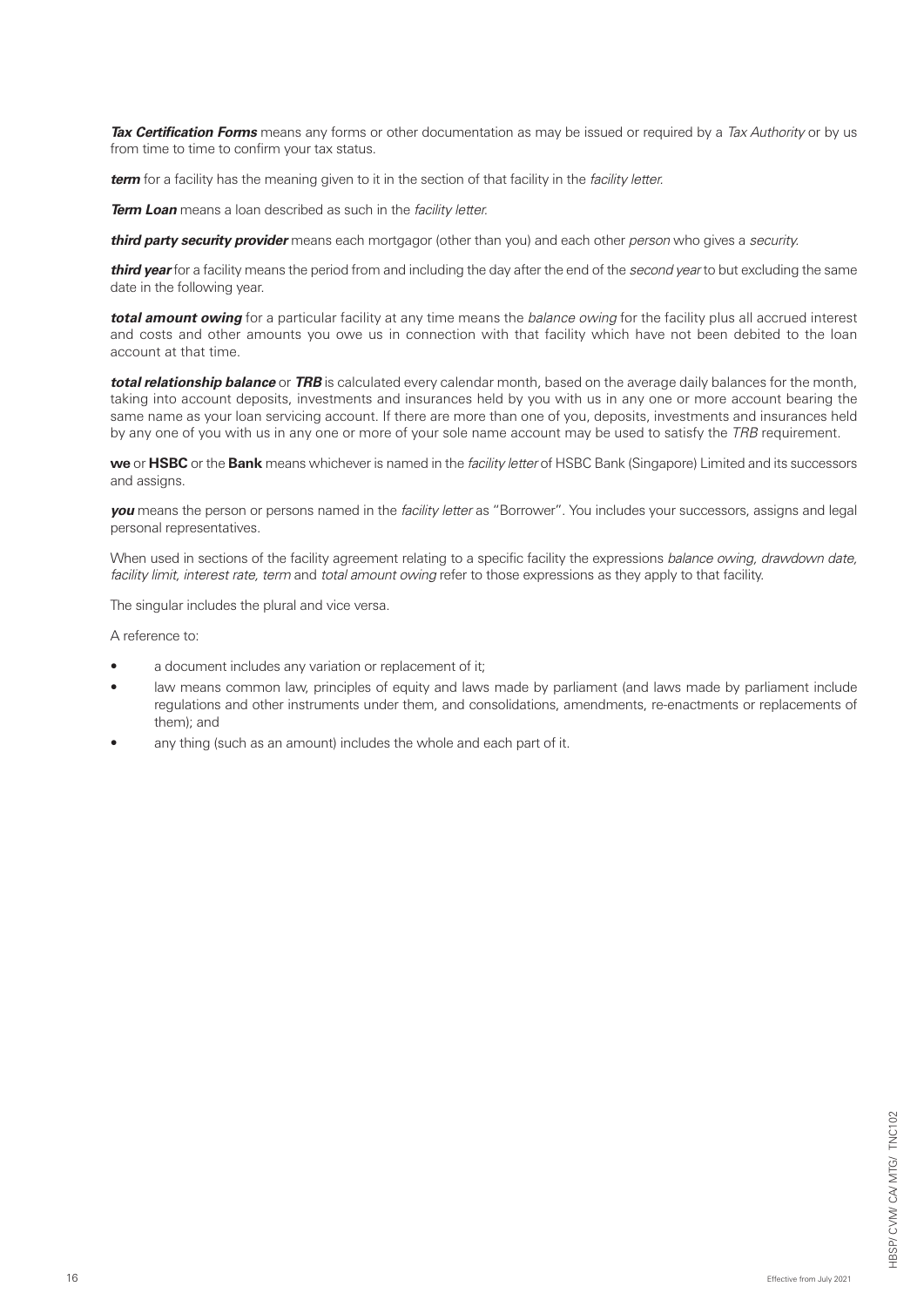***Tax Certification Forms*** means any forms or other documentation as may be issued or required by a *Tax Authority* or by us from time to time to confirm your tax status.

***term*** for a facility has the meaning given to it in the section of that facility in the *facility letter.*

***Term Loan*** means a loan described as such in the *facility letter.*

***third party security provider*** means each mortgagor (other than you) and each other *person* who gives a *security.*

***third year*** for a facility means the period from and including the day after the end of the *second year* to but excluding the same date in the following year.

***total amount owing*** for a particular facility at any time means the *balance owing* for the facility plus all accrued interest and costs and other amounts you owe us in connection with that facility which have not been debited to the loan account at that time.

***total relationship balance*** or ***TRB*** is calculated every calendar month, based on the average daily balances for the month, taking into account deposits, investments and insurances held by you with us in any one or more account bearing the same name as your loan servicing account. If there are more than one of you, deposits, investments and insurances held by any one of you with us in any one or more of your sole name account may be used to satisfy the *TRB* requirement.

**we** or **HSBC** or the **Bank** means whichever is named in the *facility letter* of HSBC Bank (Singapore) Limited and its successors and assigns.

***you*** means the person or persons named in the *facility letter* as "Borrower". You includes your successors, assigns and legal personal representatives.

When used in sections of the facility agreement relating to a specific facility the expressions *balance owing, drawdown date, facility limit, interest rate, term* and *total amount owing* refer to those expressions as they apply to that facility.

The singular includes the plural and vice versa.

A reference to:

- a document includes any variation or replacement of it;
- law means common law, principles of equity and laws made by parliament (and laws made by parliament include regulations and other instruments under them, and consolidations, amendments, re-enactments or replacements of them); and
- any thing (such as an amount) includes the whole and each part of it.